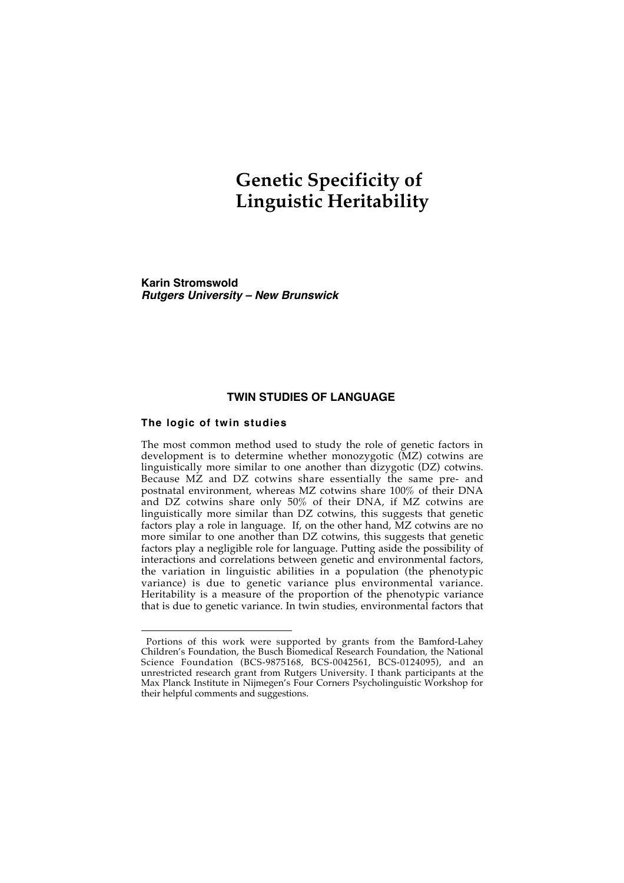# Genetic Specificity of Linguistic Heritability

**Karin Stromswold**
***Rutgers University – New Brunswick***

## TWIN STUDIES OF LANGUAGE

### The logic of twin studies

The most common method used to study the role of genetic factors in development is to determine whether monozygotic (MZ) cotwins are linguistically more similar to one another than dizygotic (DZ) cotwins. Because MZ and DZ cotwins share essentially the same pre- and postnatal environment, whereas MZ cotwins share 100% of their DNA and DZ cotwins share only 50% of their DNA, if MZ cotwins are linguistically more similar than DZ cotwins, this suggests that genetic factors play a role in language. If, on the other hand, MZ cotwins are no more similar to one another than DZ cotwins, this suggests that genetic factors play a negligible role for language. Putting aside the possibility of interactions and correlations between genetic and environmental factors, the variation in linguistic abilities in a population (the phenotypic variance) is due to genetic variance plus environmental variance. Heritability is a measure of the proportion of the phenotypic variance that is due to genetic variance. In twin studies, environmental factors that

---

Portions of this work were supported by grants from the Bamford-Lahey Children's Foundation, the Busch Biomedical Research Foundation, the National Science Foundation (BCS-9875168, BCS-0042561, BCS-0124095), and an unrestricted research grant from Rutgers University. I thank participants at the Max Planck Institute in Nijmegen's Four Corners Psycholinguistic Workshop for their helpful comments and suggestions.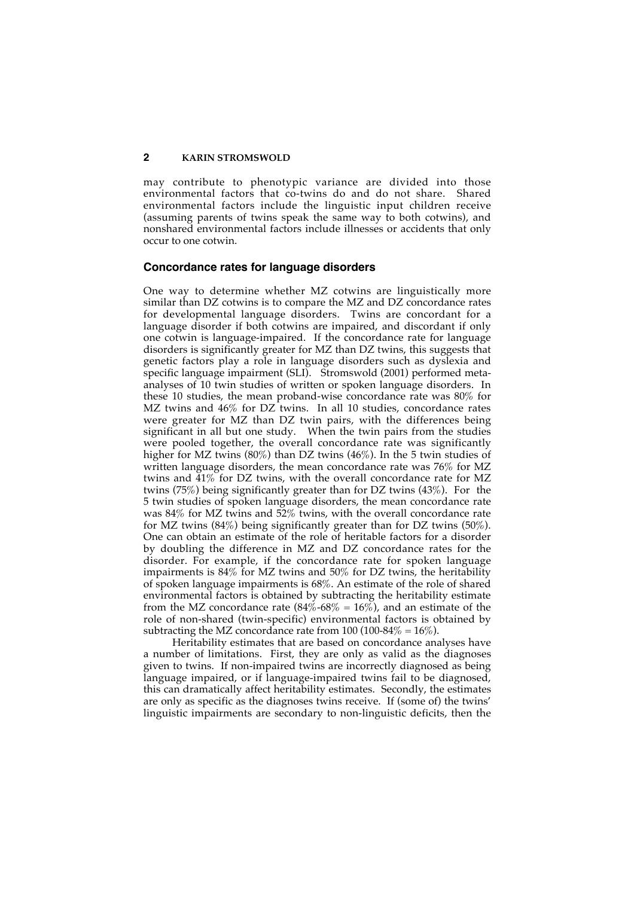may contribute to phenotypic variance are divided into those environmental factors that co-twins do and do not share. Shared environmental factors include the linguistic input children receive (assuming parents of twins speak the same way to both cotwins), and nonshared environmental factors include illnesses or accidents that only occur to one cotwin.

## Concordance rates for language disorders

One way to determine whether MZ cotwins are linguistically more similar than DZ cotwins is to compare the MZ and DZ concordance rates for developmental language disorders. Twins are concordant for a language disorder if both cotwins are impaired, and discordant if only one cotwin is language-impaired. If the concordance rate for language disorders is significantly greater for MZ than DZ twins, this suggests that genetic factors play a role in language disorders such as dyslexia and specific language impairment (SLI). Stromswold (2001) performed meta-analyses of 10 twin studies of written or spoken language disorders. In these 10 studies, the mean proband-wise concordance rate was 80% for MZ twins and 46% for DZ twins. In all 10 studies, concordance rates were greater for MZ than DZ twin pairs, with the differences being significant in all but one study. When the twin pairs from the studies were pooled together, the overall concordance rate was significantly higher for MZ twins (80%) than DZ twins (46%). In the 5 twin studies of written language disorders, the mean concordance rate was 76% for MZ twins and 41% for DZ twins, with the overall concordance rate for MZ twins (75%) being significantly greater than for DZ twins (43%). For the 5 twin studies of spoken language disorders, the mean concordance rate was 84% for MZ twins and 52% twins, with the overall concordance rate for MZ twins (84%) being significantly greater than for DZ twins (50%). One can obtain an estimate of the role of heritable factors for a disorder by doubling the difference in MZ and DZ concordance rates for the disorder. For example, if the concordance rate for spoken language impairments is 84% for MZ twins and 50% for DZ twins, the heritability of spoken language impairments is 68%. An estimate of the role of shared environmental factors is obtained by subtracting the heritability estimate from the MZ concordance rate (84%-68% = 16%), and an estimate of the role of non-shared (twin-specific) environmental factors is obtained by subtracting the MZ concordance rate from 100 (100-84% = 16%).

Heritability estimates that are based on concordance analyses have a number of limitations. First, they are only as valid as the diagnoses given to twins. If non-impaired twins are incorrectly diagnosed as being language impaired, or if language-impaired twins fail to be diagnosed, this can dramatically affect heritability estimates. Secondly, the estimates are only as specific as the diagnoses twins receive. If (some of) the twins' linguistic impairments are secondary to non-linguistic deficits, then the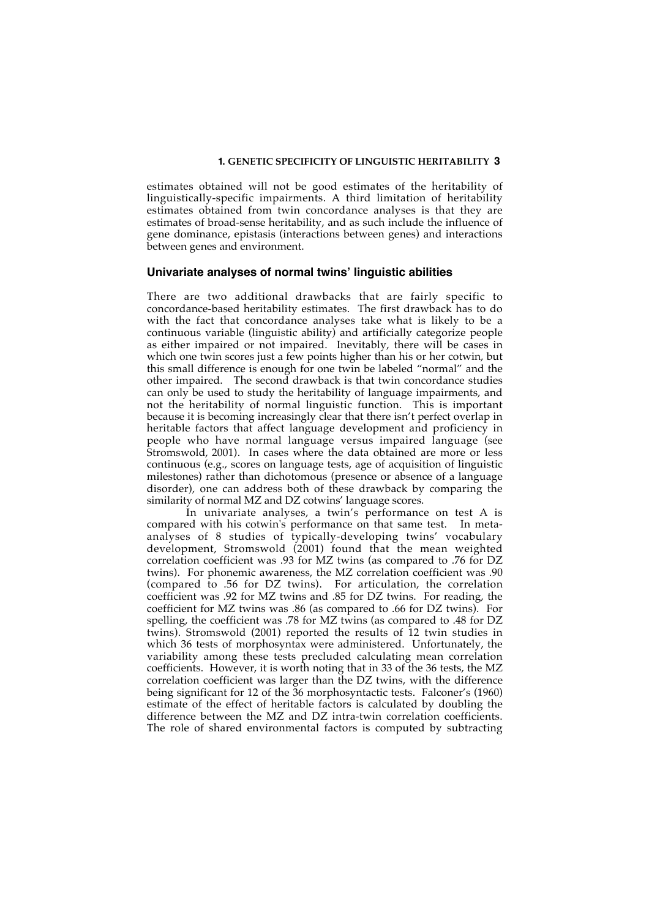estimates obtained will not be good estimates of the heritability of linguistically-specific impairments. A third limitation of heritability estimates obtained from twin concordance analyses is that they are estimates of broad-sense heritability, and as such include the influence of gene dominance, epistasis (interactions between genes) and interactions between genes and environment.

## Univariate analyses of normal twins' linguistic abilities

There are two additional drawbacks that are fairly specific to concordance-based heritability estimates. The first drawback has to do with the fact that concordance analyses take what is likely to be a continuous variable (linguistic ability) and artificially categorize people as either impaired or not impaired. Inevitably, there will be cases in which one twin scores just a few points higher than his or her cotwin, but this small difference is enough for one twin be labeled "normal" and the other impaired. The second drawback is that twin concordance studies can only be used to study the heritability of language impairments, and not the heritability of normal linguistic function. This is important because it is becoming increasingly clear that there isn't perfect overlap in heritable factors that affect language development and proficiency in people who have normal language versus impaired language (see Stromswold, 2001). In cases where the data obtained are more or less continuous (e.g., scores on language tests, age of acquisition of linguistic milestones) rather than dichotomous (presence or absence of a language disorder), one can address both of these drawback by comparing the similarity of normal MZ and DZ cotwins' language scores.

In univariate analyses, a twin's performance on test A is compared with his cotwin's performance on that same test. In meta-analyses of 8 studies of typically-developing twins' vocabulary development, Stromswold (2001) found that the mean weighted correlation coefficient was .93 for MZ twins (as compared to .76 for DZ twins). For phonemic awareness, the MZ correlation coefficient was .90 (compared to .56 for DZ twins). For articulation, the correlation coefficient was .92 for MZ twins and .85 for DZ twins. For reading, the coefficient for MZ twins was .86 (as compared to .66 for DZ twins). For spelling, the coefficient was .78 for MZ twins (as compared to .48 for DZ twins). Stromswold (2001) reported the results of 12 twin studies in which 36 tests of morphosyntax were administered. Unfortunately, the variability among these tests precluded calculating mean correlation coefficients. However, it is worth noting that in 33 of the 36 tests, the MZ correlation coefficient was larger than the DZ twins, with the difference being significant for 12 of the 36 morphosyntactic tests. Falconer's (1960) estimate of the effect of heritable factors is calculated by doubling the difference between the MZ and DZ intra-twin correlation coefficients. The role of shared environmental factors is computed by subtracting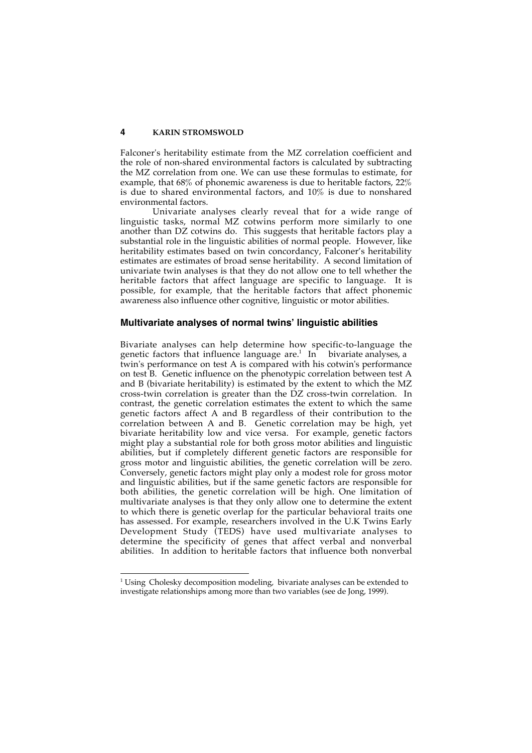Falconer's heritability estimate from the MZ correlation coefficient and the role of non-shared environmental factors is calculated by subtracting the MZ correlation from one. We can use these formulas to estimate, for example, that 68% of phonemic awareness is due to heritable factors, 22% is due to shared environmental factors, and 10% is due to nonshared environmental factors.

Univariate analyses clearly reveal that for a wide range of linguistic tasks, normal MZ cotwins perform more similarly to one another than DZ cotwins do. This suggests that heritable factors play a substantial role in the linguistic abilities of normal people. However, like heritability estimates based on twin concordancy, Falconer's heritability estimates are estimates of broad sense heritability. A second limitation of univariate twin analyses is that they do not allow one to tell whether the heritable factors that affect language are specific to language. It is possible, for example, that the heritable factors that affect phonemic awareness also influence other cognitive, linguistic or motor abilities.

## Multivariate analyses of normal twins' linguistic abilities

Bivariate analyses can help determine how specific-to-language the genetic factors that influence language are.[1] In bivariate analyses, a twin's performance on test A is compared with his cotwin's performance on test B. Genetic influence on the phenotypic correlation between test A and B (bivariate heritability) is estimated by the extent to which the MZ cross-twin correlation is greater than the DZ cross-twin correlation. In contrast, the genetic correlation estimates the extent to which the same genetic factors affect A and B regardless of their contribution to the correlation between A and B. Genetic correlation may be high, yet bivariate heritability low and vice versa. For example, genetic factors might play a substantial role for both gross motor abilities and linguistic abilities, but if completely different genetic factors are responsible for gross motor and linguistic abilities, the genetic correlation will be zero. Conversely, genetic factors might play only a modest role for gross motor and linguistic abilities, but if the same genetic factors are responsible for both abilities, the genetic correlation will be high. One limitation of multivariate analyses is that they only allow one to determine the extent to which there is genetic overlap for the particular behavioral traits one has assessed. For example, researchers involved in the U.K Twins Early Development Study (TEDS) have used multivariate analyses to determine the specificity of genes that affect verbal and nonverbal abilities. In addition to heritable factors that influence both nonverbal

[1] Using Cholesky decomposition modeling, bivariate analyses can be extended to investigate relationships among more than two variables (see de Jong, 1999).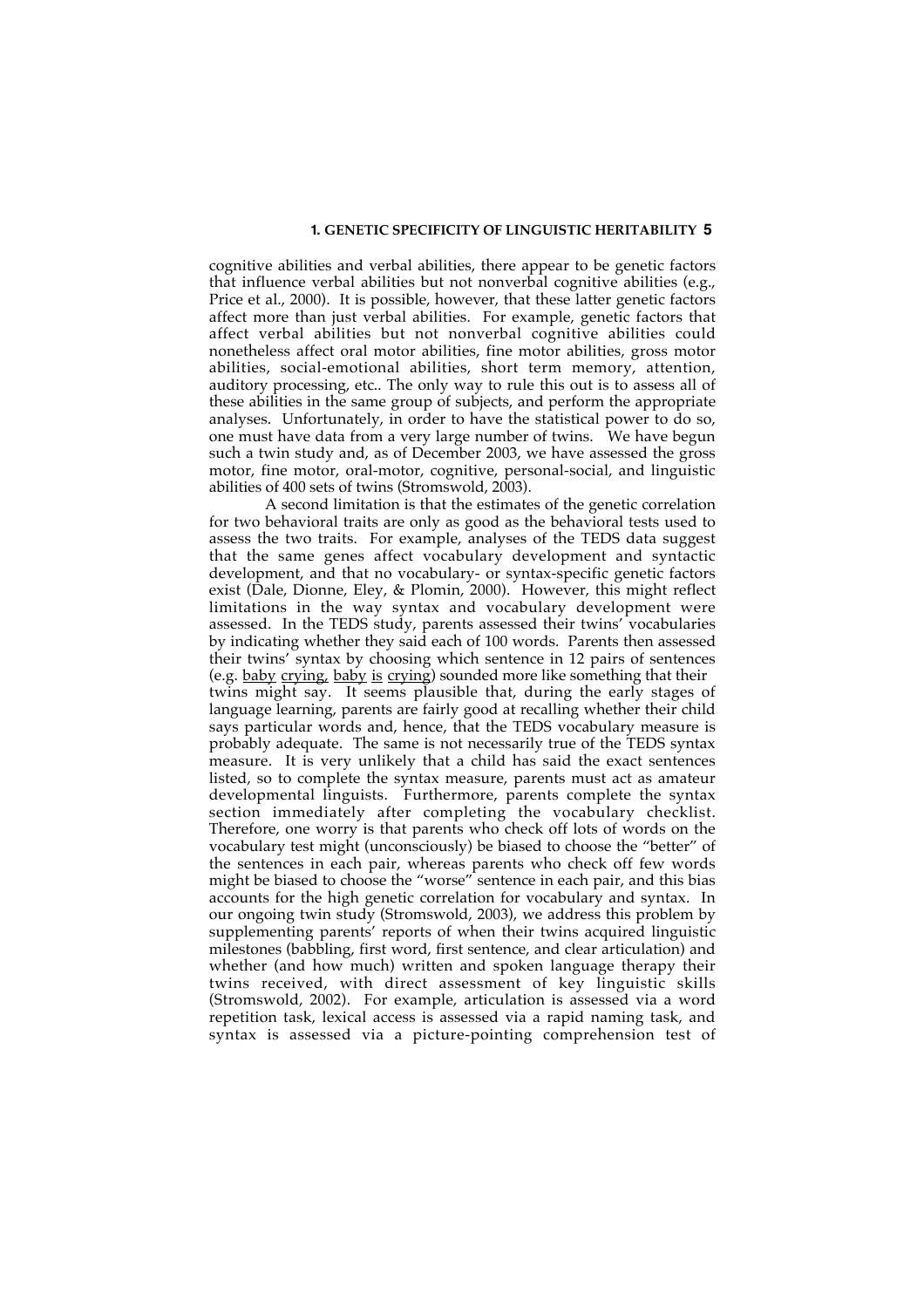cognitive abilities and verbal abilities, there appear to be genetic factors that influence verbal abilities but not nonverbal cognitive abilities (e.g., Price et al., 2000). It is possible, however, that these latter genetic factors affect more than just verbal abilities. For example, genetic factors that affect verbal abilities but not nonverbal cognitive abilities could nonetheless affect oral motor abilities, fine motor abilities, gross motor abilities, social-emotional abilities, short term memory, attention, auditory processing, etc.. The only way to rule this out is to assess all of these abilities in the same group of subjects, and perform the appropriate analyses. Unfortunately, in order to have the statistical power to do so, one must have data from a very large number of twins. We have begun such a twin study and, as of December 2003, we have assessed the gross motor, fine motor, oral-motor, cognitive, personal-social, and linguistic abilities of 400 sets of twins (Stromswold, 2003).

A second limitation is that the estimates of the genetic correlation for two behavioral traits are only as good as the behavioral tests used to assess the two traits. For example, analyses of the TEDS data suggest that the same genes affect vocabulary development and syntactic development, and that no vocabulary- or syntax-specific genetic factors exist (Dale, Dionne, Eley, & Plomin, 2000). However, this might reflect limitations in the way syntax and vocabulary development were assessed. In the TEDS study, parents assessed their twins' vocabularies by indicating whether they said each of 100 words. Parents then assessed their twins' syntax by choosing which sentence in 12 pairs of sentences (e.g. <u>baby</u> <u>crying</u>, <u>baby</u> <u>is</u> <u>crying</u>) sounded more like something that their twins might say. It seems plausible that, during the early stages of language learning, parents are fairly good at recalling whether their child says particular words and, hence, that the TEDS vocabulary measure is probably adequate. The same is not necessarily true of the TEDS syntax measure. It is very unlikely that a child has said the exact sentences listed, so to complete the syntax measure, parents must act as amateur developmental linguists. Furthermore, parents complete the syntax section immediately after completing the vocabulary checklist. Therefore, one worry is that parents who check off lots of words on the vocabulary test might (unconsciously) be biased to choose the "better" of the sentences in each pair, whereas parents who check off few words might be biased to choose the "worse" sentence in each pair, and this bias accounts for the high genetic correlation for vocabulary and syntax. In our ongoing twin study (Stromswold, 2003), we address this problem by supplementing parents' reports of when their twins acquired linguistic milestones (babbling, first word, first sentence, and clear articulation) and whether (and how much) written and spoken language therapy their twins received, with direct assessment of key linguistic skills (Stromswold, 2002). For example, articulation is assessed via a word repetition task, lexical access is assessed via a rapid naming task, and syntax is assessed via a picture-pointing comprehension test of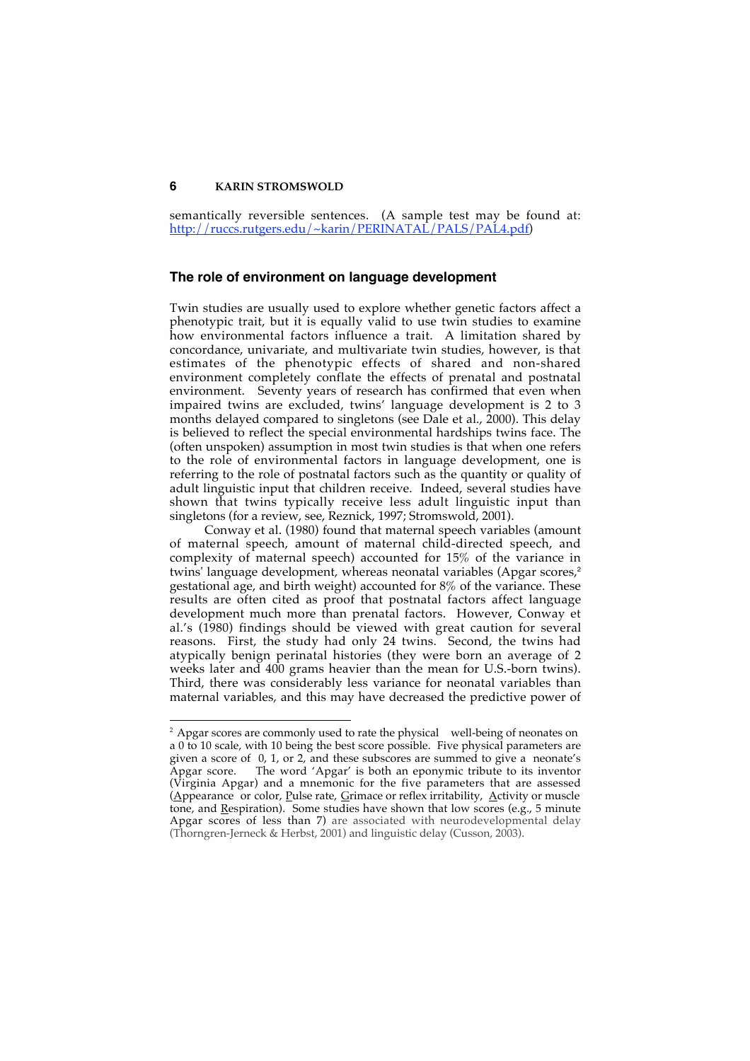semantically reversible sentences. (A sample test may be found at: http://ruccs.rutgers.edu/~karin/PERINATAL/PALS/PAL4.pdf)

## The role of environment on language development

Twin studies are usually used to explore whether genetic factors affect a phenotypic trait, but it is equally valid to use twin studies to examine how environmental factors influence a trait. A limitation shared by concordance, univariate, and multivariate twin studies, however, is that estimates of the phenotypic effects of shared and non-shared environment completely conflate the effects of prenatal and postnatal environment. Seventy years of research has confirmed that even when impaired twins are excluded, twins' language development is 2 to 3 months delayed compared to singletons (see Dale et al., 2000). This delay is believed to reflect the special environmental hardships twins face. The (often unspoken) assumption in most twin studies is that when one refers to the role of environmental factors in language development, one is referring to the role of postnatal factors such as the quantity or quality of adult linguistic input that children receive. Indeed, several studies have shown that twins typically receive less adult linguistic input than singletons (for a review, see, Reznick, 1997; Stromswold, 2001).

Conway et al. (1980) found that maternal speech variables (amount of maternal speech, amount of maternal child-directed speech, and complexity of maternal speech) accounted for 15% of the variance in twins' language development, whereas neonatal variables (Apgar scores,[2] gestational age, and birth weight) accounted for 8% of the variance. These results are often cited as proof that postnatal factors affect language development much more than prenatal factors. However, Conway et al.'s (1980) findings should be viewed with great caution for several reasons. First, the study had only 24 twins. Second, the twins had atypically benign perinatal histories (they were born an average of 2 weeks later and 400 grams heavier than the mean for U.S.-born twins). Third, there was considerably less variance for neonatal variables than maternal variables, and this may have decreased the predictive power of

---

[2] Apgar scores are commonly used to rate the physical well-being of neonates on a 0 to 10 scale, with 10 being the best score possible. Five physical parameters are given a score of 0, 1, or 2, and these subscores are summed to give a neonate's Apgar score. The word 'Apgar' is both an eponymic tribute to its inventor (Virginia Apgar) and a mnemonic for the five parameters that are assessed (Appearance or color, Pulse rate, Grimace or reflex irritability, Activity or muscle tone, and Respiration). Some studies have shown that low scores (e.g., 5 minute Apgar scores of less than 7) are associated with neurodevelopmental delay (Thorngren-Jerneck & Herbst, 2001) and linguistic delay (Cusson, 2003).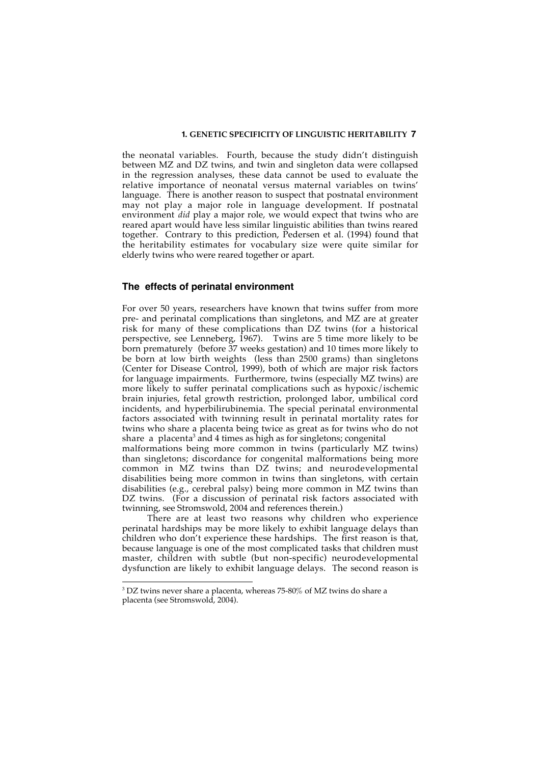the neonatal variables. Fourth, because the study didn't distinguish between MZ and DZ twins, and twin and singleton data were collapsed in the regression analyses, these data cannot be used to evaluate the relative importance of neonatal versus maternal variables on twins' language. There is another reason to suspect that postnatal environment may not play a major role in language development. If postnatal environment *did* play a major role, we would expect that twins who are reared apart would have less similar linguistic abilities than twins reared together. Contrary to this prediction, Pedersen et al. (1994) found that the heritability estimates for vocabulary size were quite similar for elderly twins who were reared together or apart.

## The effects of perinatal environment

For over 50 years, researchers have known that twins suffer from more pre- and perinatal complications than singletons, and MZ are at greater risk for many of these complications than DZ twins (for a historical perspective, see Lenneberg, 1967). Twins are 5 time more likely to be born prematurely (before 37 weeks gestation) and 10 times more likely to be born at low birth weights (less than 2500 grams) than singletons (Center for Disease Control, 1999), both of which are major risk factors for language impairments. Furthermore, twins (especially MZ twins) are more likely to suffer perinatal complications such as hypoxic/ischemic brain injuries, fetal growth restriction, prolonged labor, umbilical cord incidents, and hyperbilirubinemia. The special perinatal environmental factors associated with twinning result in perinatal mortality rates for twins who share a placenta being twice as great as for twins who do not share a placenta[3] and 4 times as high as for singletons; congenital malformations being more common in twins (particularly MZ twins) than singletons; discordance for congenital malformations being more common in MZ twins than DZ twins; and neurodevelopmental disabilities being more common in twins than singletons, with certain disabilities (e.g., cerebral palsy) being more common in MZ twins than DZ twins. (For a discussion of perinatal risk factors associated with twinning, see Stromswold, 2004 and references therein.)

There are at least two reasons why children who experience perinatal hardships may be more likely to exhibit language delays than children who don't experience these hardships. The first reason is that, because language is one of the most complicated tasks that children must master, children with subtle (but non-specific) neurodevelopmental dysfunction are likely to exhibit language delays. The second reason is

[3] DZ twins never share a placenta, whereas 75-80% of MZ twins do share a placenta (see Stromswold, 2004).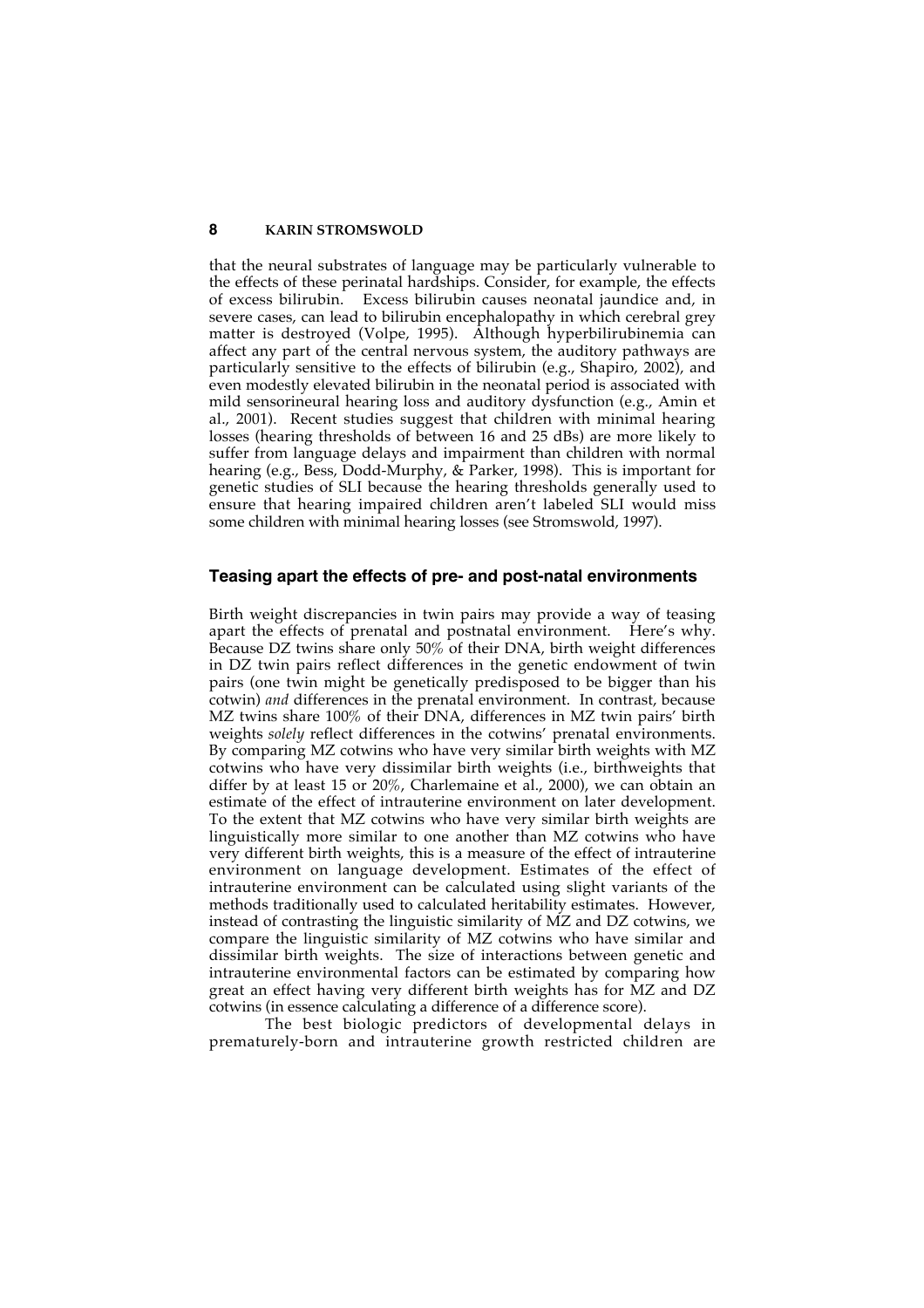that the neural substrates of language may be particularly vulnerable to the effects of these perinatal hardships. Consider, for example, the effects of excess bilirubin. Excess bilirubin causes neonatal jaundice and, in severe cases, can lead to bilirubin encephalopathy in which cerebral grey matter is destroyed (Volpe, 1995). Although hyperbilirubinemia can affect any part of the central nervous system, the auditory pathways are particularly sensitive to the effects of bilirubin (e.g., Shapiro, 2002), and even modestly elevated bilirubin in the neonatal period is associated with mild sensorineural hearing loss and auditory dysfunction (e.g., Amin et al., 2001). Recent studies suggest that children with minimal hearing losses (hearing thresholds of between 16 and 25 dBs) are more likely to suffer from language delays and impairment than children with normal hearing (e.g., Bess, Dodd-Murphy, & Parker, 1998). This is important for genetic studies of SLI because the hearing thresholds generally used to ensure that hearing impaired children aren't labeled SLI would miss some children with minimal hearing losses (see Stromswold, 1997).

## Teasing apart the effects of pre- and post-natal environments

Birth weight discrepancies in twin pairs may provide a way of teasing apart the effects of prenatal and postnatal environment. Here's why. Because DZ twins share only 50% of their DNA, birth weight differences in DZ twin pairs reflect differences in the genetic endowment of twin pairs (one twin might be genetically predisposed to be bigger than his cotwin) *and* differences in the prenatal environment. In contrast, because MZ twins share 100% of their DNA, differences in MZ twin pairs' birth weights *solely* reflect differences in the cotwins' prenatal environments. By comparing MZ cotwins who have very similar birth weights with MZ cotwins who have very dissimilar birth weights (i.e., birthweights that differ by at least 15 or 20%, Charlemaine et al., 2000), we can obtain an estimate of the effect of intrauterine environment on later development. To the extent that MZ cotwins who have very similar birth weights are linguistically more similar to one another than MZ cotwins who have very different birth weights, this is a measure of the effect of intrauterine environment on language development. Estimates of the effect of intrauterine environment can be calculated using slight variants of the methods traditionally used to calculated heritability estimates. However, instead of contrasting the linguistic similarity of MZ and DZ cotwins, we compare the linguistic similarity of MZ cotwins who have similar and dissimilar birth weights. The size of interactions between genetic and intrauterine environmental factors can be estimated by comparing how great an effect having very different birth weights has for MZ and DZ cotwins (in essence calculating a difference of a difference score).

The best biologic predictors of developmental delays in prematurely-born and intrauterine growth restricted children are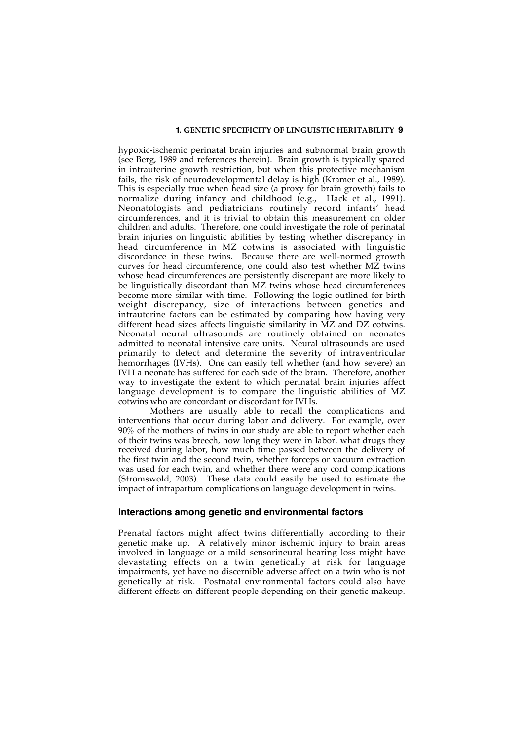hypoxic-ischemic perinatal brain injuries and subnormal brain growth (see Berg, 1989 and references therein). Brain growth is typically spared in intrauterine growth restriction, but when this protective mechanism fails, the risk of neurodevelopmental delay is high (Kramer et al., 1989). This is especially true when head size (a proxy for brain growth) fails to normalize during infancy and childhood (e.g., Hack et al., 1991). Neonatologists and pediatricians routinely record infants' head circumferences, and it is trivial to obtain this measurement on older children and adults. Therefore, one could investigate the role of perinatal brain injuries on linguistic abilities by testing whether discrepancy in head circumference in MZ cotwins is associated with linguistic discordance in these twins. Because there are well-normed growth curves for head circumference, one could also test whether MZ twins whose head circumferences are persistently discrepant are more likely to be linguistically discordant than MZ twins whose head circumferences become more similar with time. Following the logic outlined for birth weight discrepancy, size of interactions between genetics and intrauterine factors can be estimated by comparing how having very different head sizes affects linguistic similarity in MZ and DZ cotwins. Neonatal neural ultrasounds are routinely obtained on neonates admitted to neonatal intensive care units. Neural ultrasounds are used primarily to detect and determine the severity of intraventricular hemorrhages (IVHs). One can easily tell whether (and how severe) an IVH a neonate has suffered for each side of the brain. Therefore, another way to investigate the extent to which perinatal brain injuries affect language development is to compare the linguistic abilities of MZ cotwins who are concordant or discordant for IVHs.

Mothers are usually able to recall the complications and interventions that occur during labor and delivery. For example, over 90% of the mothers of twins in our study are able to report whether each of their twins was breech, how long they were in labor, what drugs they received during labor, how much time passed between the delivery of the first twin and the second twin, whether forceps or vacuum extraction was used for each twin, and whether there were any cord complications (Stromswold, 2003). These data could easily be used to estimate the impact of intrapartum complications on language development in twins.

### Interactions among genetic and environmental factors

Prenatal factors might affect twins differentially according to their genetic make up. A relatively minor ischemic injury to brain areas involved in language or a mild sensorineural hearing loss might have devastating effects on a twin genetically at risk for language impairments, yet have no discernible adverse affect on a twin who is not genetically at risk. Postnatal environmental factors could also have different effects on different people depending on their genetic makeup.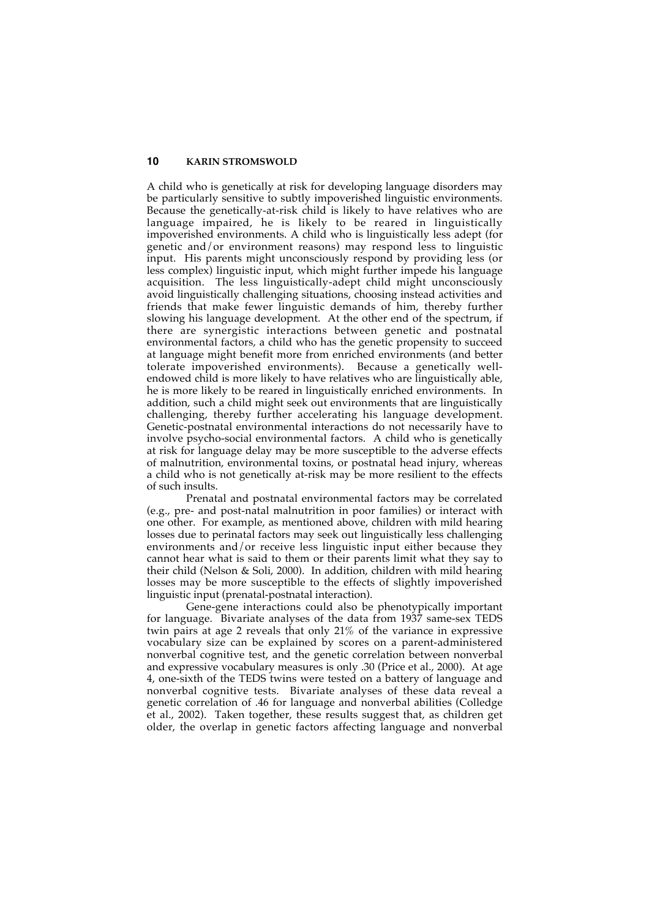A child who is genetically at risk for developing language disorders may be particularly sensitive to subtly impoverished linguistic environments. Because the genetically-at-risk child is likely to have relatives who are language impaired, he is likely to be reared in linguistically impoverished environments. A child who is linguistically less adept (for genetic and/or environment reasons) may respond less to linguistic input. His parents might unconsciously respond by providing less (or less complex) linguistic input, which might further impede his language acquisition. The less linguistically-adept child might unconsciously avoid linguistically challenging situations, choosing instead activities and friends that make fewer linguistic demands of him, thereby further slowing his language development. At the other end of the spectrum, if there are synergistic interactions between genetic and postnatal environmental factors, a child who has the genetic propensity to succeed at language might benefit more from enriched environments (and better tolerate impoverished environments). Because a genetically well-endowed child is more likely to have relatives who are linguistically able, he is more likely to be reared in linguistically enriched environments. In addition, such a child might seek out environments that are linguistically challenging, thereby further accelerating his language development. Genetic-postnatal environmental interactions do not necessarily have to involve psycho-social environmental factors. A child who is genetically at risk for language delay may be more susceptible to the adverse effects of malnutrition, environmental toxins, or postnatal head injury, whereas a child who is not genetically at-risk may be more resilient to the effects of such insults.

Prenatal and postnatal environmental factors may be correlated (e.g., pre- and post-natal malnutrition in poor families) or interact with one other. For example, as mentioned above, children with mild hearing losses due to perinatal factors may seek out linguistically less challenging environments and/or receive less linguistic input either because they cannot hear what is said to them or their parents limit what they say to their child (Nelson & Soli, 2000). In addition, children with mild hearing losses may be more susceptible to the effects of slightly impoverished linguistic input (prenatal-postnatal interaction).

Gene-gene interactions could also be phenotypically important for language. Bivariate analyses of the data from 1937 same-sex TEDS twin pairs at age 2 reveals that only 21% of the variance in expressive vocabulary size can be explained by scores on a parent-administered nonverbal cognitive test, and the genetic correlation between nonverbal and expressive vocabulary measures is only .30 (Price et al., 2000). At age 4, one-sixth of the TEDS twins were tested on a battery of language and nonverbal cognitive tests. Bivariate analyses of these data reveal a genetic correlation of .46 for language and nonverbal abilities (Colledge et al., 2002). Taken together, these results suggest that, as children get older, the overlap in genetic factors affecting language and nonverbal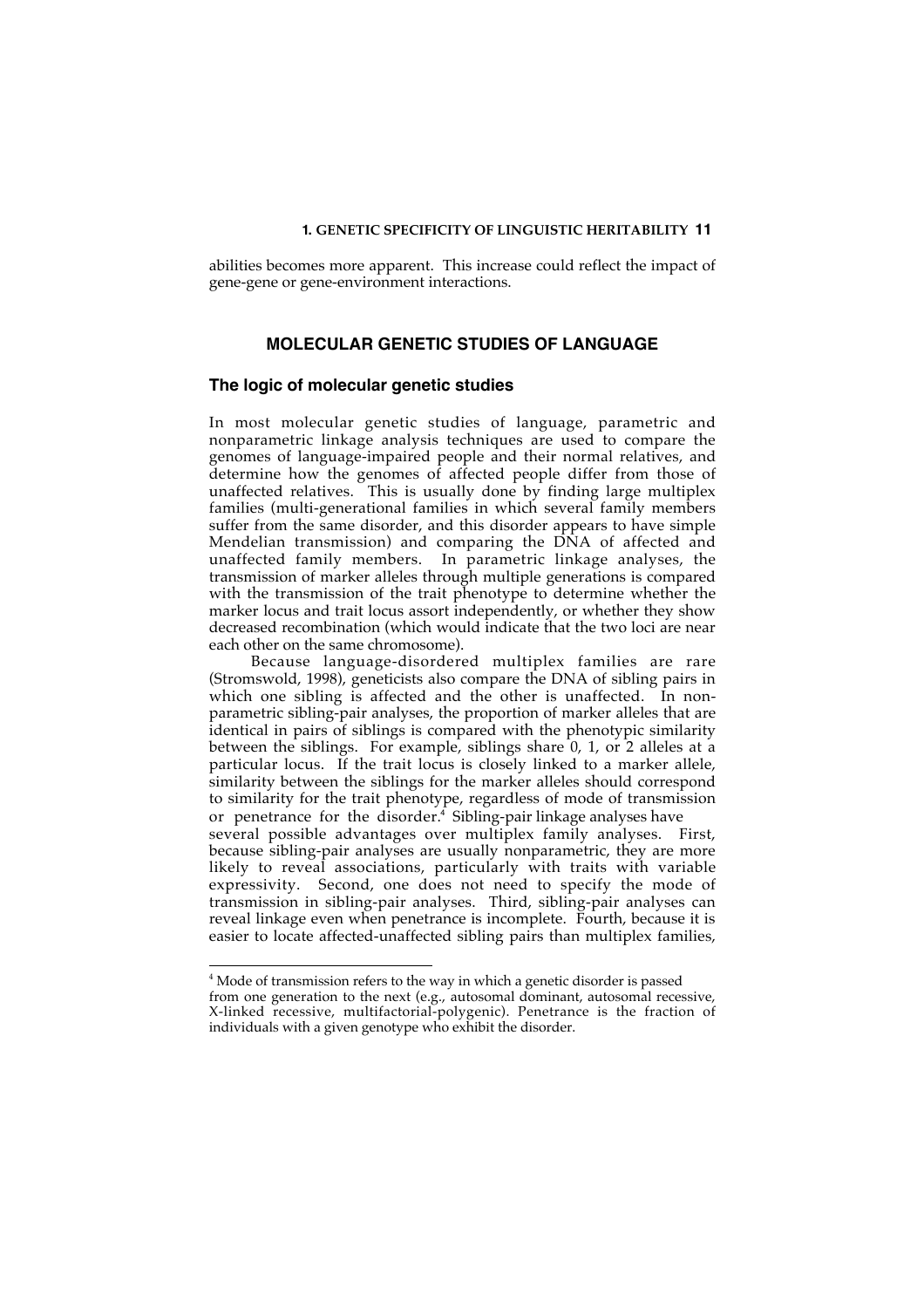abilities becomes more apparent. This increase could reflect the impact of gene-gene or gene-environment interactions.

## MOLECULAR GENETIC STUDIES OF LANGUAGE

### The logic of molecular genetic studies

In most molecular genetic studies of language, parametric and nonparametric linkage analysis techniques are used to compare the genomes of language-impaired people and their normal relatives, and determine how the genomes of affected people differ from those of unaffected relatives. This is usually done by finding large multiplex families (multi-generational families in which several family members suffer from the same disorder, and this disorder appears to have simple Mendelian transmission) and comparing the DNA of affected and unaffected family members. In parametric linkage analyses, the transmission of marker alleles through multiple generations is compared with the transmission of the trait phenotype to determine whether the marker locus and trait locus assort independently, or whether they show decreased recombination (which would indicate that the two loci are near each other on the same chromosome).

Because language-disordered multiplex families are rare (Stromswold, 1998), geneticists also compare the DNA of sibling pairs in which one sibling is affected and the other is unaffected. In non-parametric sibling-pair analyses, the proportion of marker alleles that are identical in pairs of siblings is compared with the phenotypic similarity between the siblings. For example, siblings share 0, 1, or 2 alleles at a particular locus. If the trait locus is closely linked to a marker allele, similarity between the siblings for the marker alleles should correspond to similarity for the trait phenotype, regardless of mode of transmission or penetrance for the disorder.[4] Sibling-pair linkage analyses have several possible advantages over multiplex family analyses. First, because sibling-pair analyses are usually nonparametric, they are more likely to reveal associations, particularly with traits with variable expressivity. Second, one does not need to specify the mode of transmission in sibling-pair analyses. Third, sibling-pair analyses can reveal linkage even when penetrance is incomplete. Fourth, because it is easier to locate affected-unaffected sibling pairs than multiplex families,

---

[4] Mode of transmission refers to the way in which a genetic disorder is passed from one generation to the next (e.g., autosomal dominant, autosomal recessive, X-linked recessive, multifactorial-polygenic). Penetrance is the fraction of individuals with a given genotype who exhibit the disorder.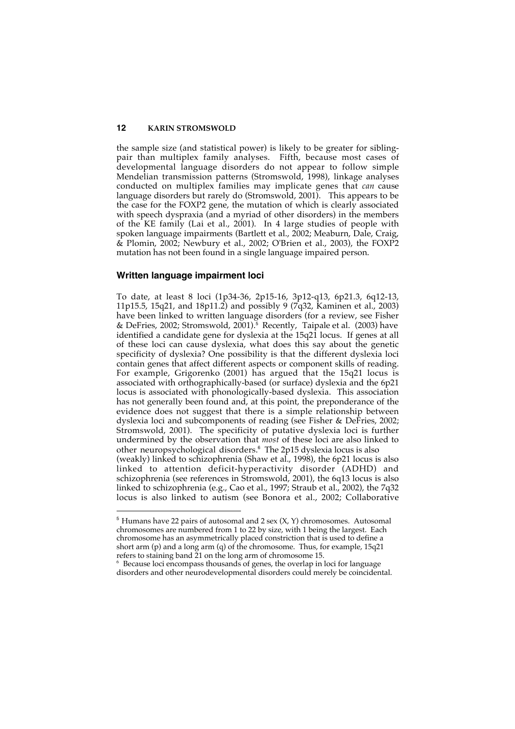the sample size (and statistical power) is likely to be greater for sibling-pair than multiplex family analyses. Fifth, because most cases of developmental language disorders do not appear to follow simple Mendelian transmission patterns (Stromswold, 1998), linkage analyses conducted on multiplex families may implicate genes that *can* cause language disorders but rarely do (Stromswold, 2001). This appears to be the case for the FOXP2 gene, the mutation of which is clearly associated with speech dyspraxia (and a myriad of other disorders) in the members of the KE family (Lai et al., 2001). In 4 large studies of people with spoken language impairments (Bartlett et al., 2002; Meaburn, Dale, Craig, & Plomin, 2002; Newbury et al., 2002; O'Brien et al., 2003), the FOXP2 mutation has not been found in a single language impaired person.

### Written language impairment loci

To date, at least 8 loci (1p34-36, 2p15-16, 3p12-q13, 6p21.3, 6q12-13, 11p15.5, 15q21, and 18p11.2) and possibly 9 (7q32, Kaminen et al., 2003) have been linked to written language disorders (for a review, see Fisher & DeFries, 2002; Stromswold, 2001).[5] Recently, Taipale et al. (2003) have identified a candidate gene for dyslexia at the 15q21 locus. If genes at all of these loci can cause dyslexia, what does this say about the genetic specificity of dyslexia? One possibility is that the different dyslexia loci contain genes that affect different aspects or component skills of reading. For example, Grigorenko (2001) has argued that the 15q21 locus is associated with orthographically-based (or surface) dyslexia and the 6p21 locus is associated with phonologically-based dyslexia. This association has not generally been found and, at this point, the preponderance of the evidence does not suggest that there is a simple relationship between dyslexia loci and subcomponents of reading (see Fisher & DeFries, 2002; Stromswold, 2001). The specificity of putative dyslexia loci is further undermined by the observation that *most* of these loci are also linked to other neuropsychological disorders.[6] The 2p15 dyslexia locus is also (weakly) linked to schizophrenia (Shaw et al., 1998), the 6p21 locus is also linked to attention deficit-hyperactivity disorder (ADHD) and schizophrenia (see references in Stromswold, 2001), the 6q13 locus is also linked to schizophrenia (e.g., Cao et al., 1997; Straub et al., 2002), the 7q32 locus is also linked to autism (see Bonora et al., 2002; Collaborative

---

[5] Humans have 22 pairs of autosomal and 2 sex (X, Y) chromosomes. Autosomal chromosomes are numbered from 1 to 22 by size, with 1 being the largest. Each chromosome has an asymmetrically placed constriction that is used to define a short arm (p) and a long arm (q) of the chromosome. Thus, for example, 15q21 refers to staining band 21 on the long arm of chromosome 15.

[6] Because loci encompass thousands of genes, the overlap in loci for language disorders and other neurodevelopmental disorders could merely be coincidental.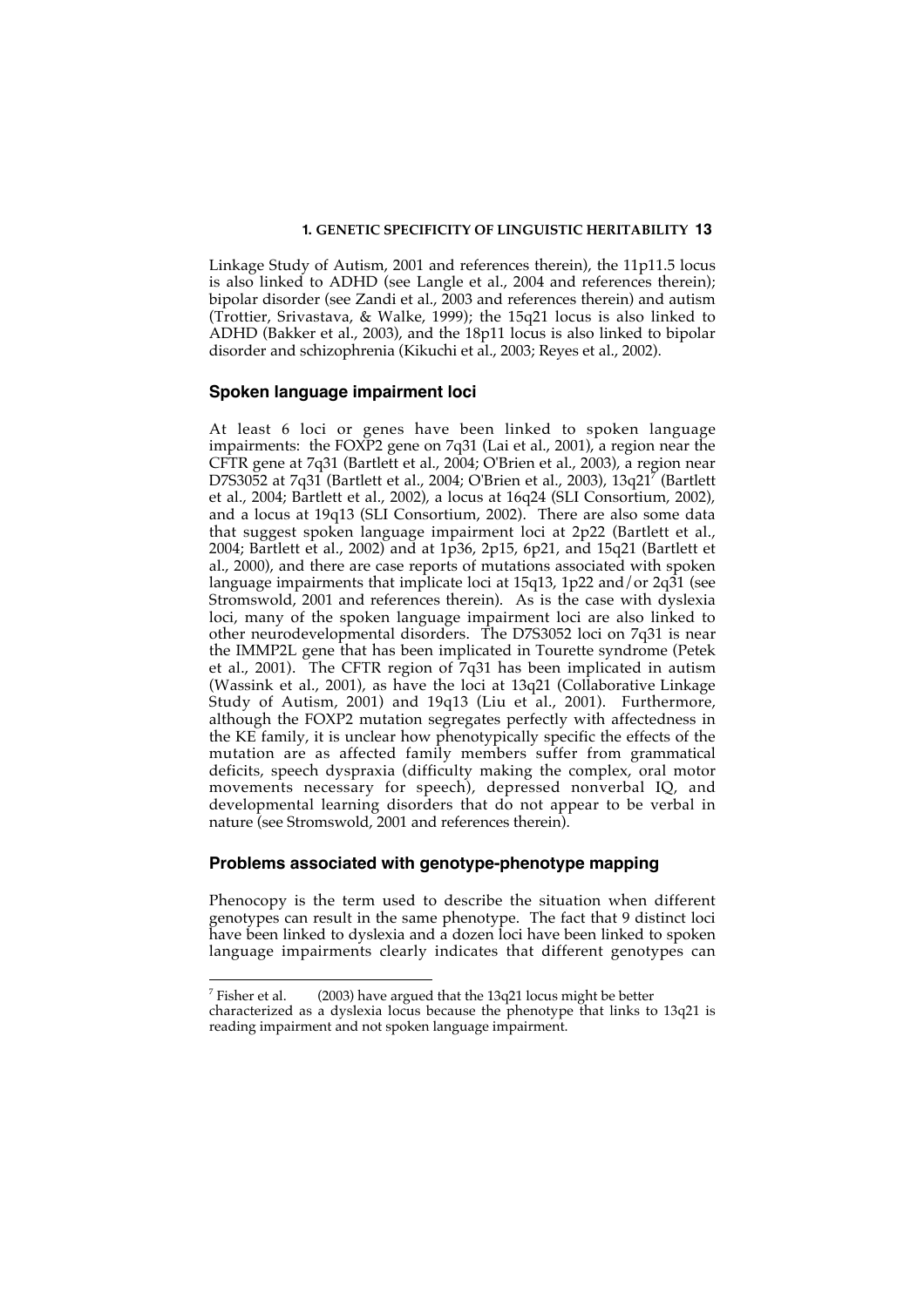Linkage Study of Autism, 2001 and references therein), the 11p11.5 locus is also linked to ADHD (see Langle et al., 2004 and references therein); bipolar disorder (see Zandi et al., 2003 and references therein) and autism (Trottier, Srivastava, & Walke, 1999); the 15q21 locus is also linked to ADHD (Bakker et al., 2003), and the 18p11 locus is also linked to bipolar disorder and schizophrenia (Kikuchi et al., 2003; Reyes et al., 2002).

### Spoken language impairment loci

At least 6 loci or genes have been linked to spoken language impairments: the FOXP2 gene on 7q31 (Lai et al., 2001), a region near the CFTR gene at 7q31 (Bartlett et al., 2004; O'Brien et al., 2003), a region near D7S3052 at 7q31 (Bartlett et al., 2004; O'Brien et al., 2003), 13q21[7] (Bartlett et al., 2004; Bartlett et al., 2002), a locus at 16q24 (SLI Consortium, 2002), and a locus at 19q13 (SLI Consortium, 2002). There are also some data that suggest spoken language impairment loci at 2p22 (Bartlett et al., 2004; Bartlett et al., 2002) and at 1p36, 2p15, 6p21, and 15q21 (Bartlett et al., 2000), and there are case reports of mutations associated with spoken language impairments that implicate loci at 15q13, 1p22 and/or 2q31 (see Stromswold, 2001 and references therein). As is the case with dyslexia loci, many of the spoken language impairment loci are also linked to other neurodevelopmental disorders. The D7S3052 loci on 7q31 is near the IMMP2L gene that has been implicated in Tourette syndrome (Petek et al., 2001). The CFTR region of 7q31 has been implicated in autism (Wassink et al., 2001), as have the loci at 13q21 (Collaborative Linkage Study of Autism, 2001) and 19q13 (Liu et al., 2001). Furthermore, although the FOXP2 mutation segregates perfectly with affectedness in the KE family, it is unclear how phenotypically specific the effects of the mutation are as affected family members suffer from grammatical deficits, speech dyspraxia (difficulty making the complex, oral motor movements necessary for speech), depressed nonverbal IQ, and developmental learning disorders that do not appear to be verbal in nature (see Stromswold, 2001 and references therein).

### Problems associated with genotype-phenotype mapping

Phenocopy is the term used to describe the situation when different genotypes can result in the same phenotype. The fact that 9 distinct loci have been linked to dyslexia and a dozen loci have been linked to spoken language impairments clearly indicates that different genotypes can

---

[7] Fisher et al. (2003) have argued that the 13q21 locus might be better characterized as a dyslexia locus because the phenotype that links to 13q21 is reading impairment and not spoken language impairment.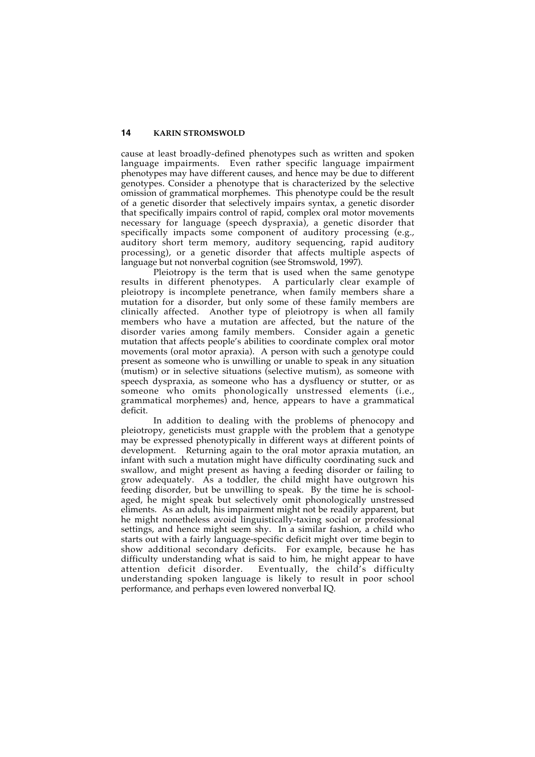cause at least broadly-defined phenotypes such as written and spoken language impairments. Even rather specific language impairment phenotypes may have different causes, and hence may be due to different genotypes. Consider a phenotype that is characterized by the selective omission of grammatical morphemes. This phenotype could be the result of a genetic disorder that selectively impairs syntax, a genetic disorder that specifically impairs control of rapid, complex oral motor movements necessary for language (speech dyspraxia), a genetic disorder that specifically impacts some component of auditory processing (e.g., auditory short term memory, auditory sequencing, rapid auditory processing), or a genetic disorder that affects multiple aspects of language but not nonverbal cognition (see Stromswold, 1997).

Pleiotropy is the term that is used when the same genotype results in different phenotypes. A particularly clear example of pleiotropy is incomplete penetrance, when family members share a mutation for a disorder, but only some of these family members are clinically affected. Another type of pleiotropy is when all family members who have a mutation are affected, but the nature of the disorder varies among family members. Consider again a genetic mutation that affects people's abilities to coordinate complex oral motor movements (oral motor apraxia). A person with such a genotype could present as someone who is unwilling or unable to speak in any situation (mutism) or in selective situations (selective mutism), as someone with speech dyspraxia, as someone who has a dysfluency or stutter, or as someone who omits phonologically unstressed elements (i.e., grammatical morphemes) and, hence, appears to have a grammatical deficit.

In addition to dealing with the problems of phenocopy and pleiotropy, geneticists must grapple with the problem that a genotype may be expressed phenotypically in different ways at different points of development. Returning again to the oral motor apraxia mutation, an infant with such a mutation might have difficulty coordinating suck and swallow, and might present as having a feeding disorder or failing to grow adequately. As a toddler, the child might have outgrown his feeding disorder, but be unwilling to speak. By the time he is school-aged, he might speak but selectively omit phonologically unstressed eliments. As an adult, his impairment might not be readily apparent, but he might nonetheless avoid linguistically-taxing social or professional settings, and hence might seem shy. In a similar fashion, a child who starts out with a fairly language-specific deficit might over time begin to show additional secondary deficits. For example, because he has difficulty understanding what is said to him, he might appear to have attention deficit disorder. Eventually, the child's difficulty understanding spoken language is likely to result in poor school performance, and perhaps even lowered nonverbal IQ.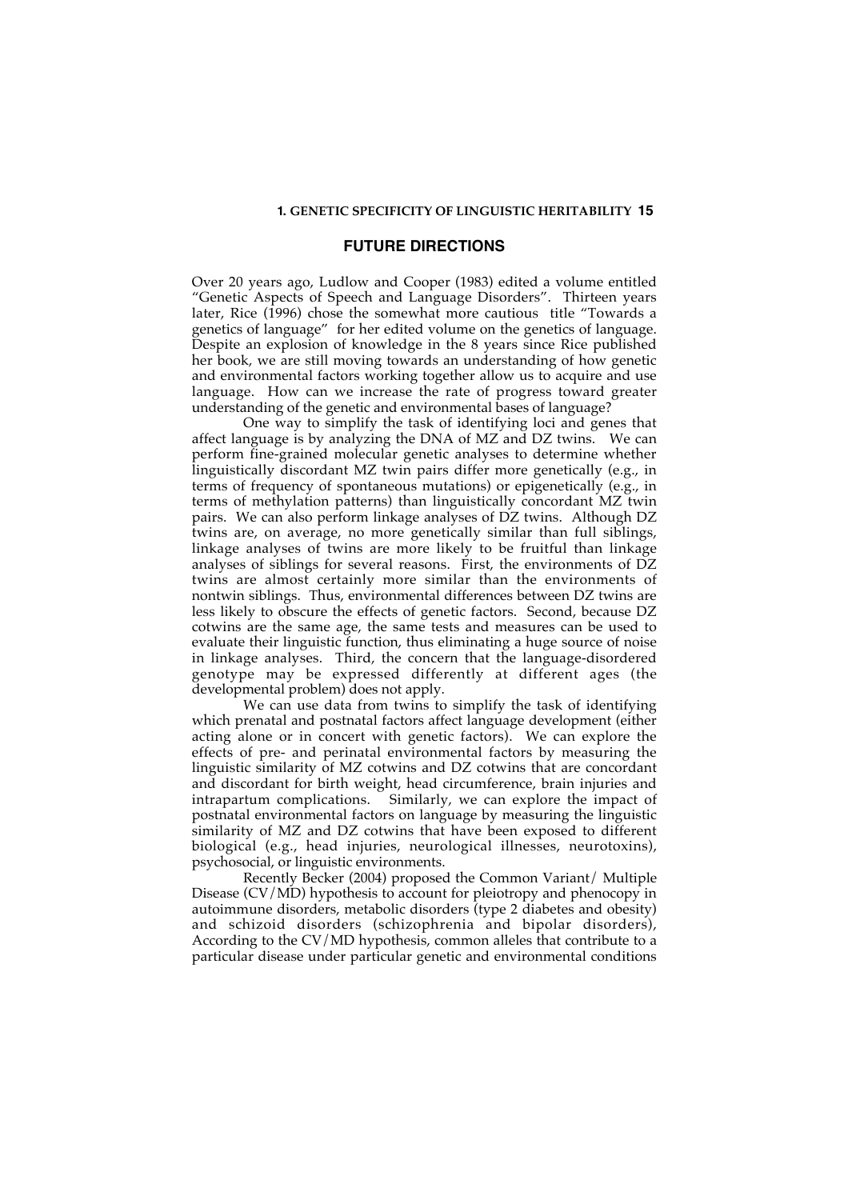## FUTURE DIRECTIONS

Over 20 years ago, Ludlow and Cooper (1983) edited a volume entitled "Genetic Aspects of Speech and Language Disorders". Thirteen years later, Rice (1996) chose the somewhat more cautious title "Towards a genetics of language" for her edited volume on the genetics of language. Despite an explosion of knowledge in the 8 years since Rice published her book, we are still moving towards an understanding of how genetic and environmental factors working together allow us to acquire and use language. How can we increase the rate of progress toward greater understanding of the genetic and environmental bases of language?

One way to simplify the task of identifying loci and genes that affect language is by analyzing the DNA of MZ and DZ twins. We can perform fine-grained molecular genetic analyses to determine whether linguistically discordant MZ twin pairs differ more genetically (e.g., in terms of frequency of spontaneous mutations) or epigenetically (e.g., in terms of methylation patterns) than linguistically concordant MZ twin pairs. We can also perform linkage analyses of DZ twins. Although DZ twins are, on average, no more genetically similar than full siblings, linkage analyses of twins are more likely to be fruitful than linkage analyses of siblings for several reasons. First, the environments of DZ twins are almost certainly more similar than the environments of nontwin siblings. Thus, environmental differences between DZ twins are less likely to obscure the effects of genetic factors. Second, because DZ cotwins are the same age, the same tests and measures can be used to evaluate their linguistic function, thus eliminating a huge source of noise in linkage analyses. Third, the concern that the language-disordered genotype may be expressed differently at different ages (the developmental problem) does not apply.

We can use data from twins to simplify the task of identifying which prenatal and postnatal factors affect language development (either acting alone or in concert with genetic factors). We can explore the effects of pre- and perinatal environmental factors by measuring the linguistic similarity of MZ cotwins and DZ cotwins that are concordant and discordant for birth weight, head circumference, brain injuries and intrapartum complications. Similarly, we can explore the impact of postnatal environmental factors on language by measuring the linguistic similarity of MZ and DZ cotwins that have been exposed to different biological (e.g., head injuries, neurological illnesses, neurotoxins), psychosocial, or linguistic environments.

Recently Becker (2004) proposed the Common Variant/ Multiple Disease (CV/MD) hypothesis to account for pleiotropy and phenocopy in autoimmune disorders, metabolic disorders (type 2 diabetes and obesity) and schizoid disorders (schizophrenia and bipolar disorders), According to the CV/MD hypothesis, common alleles that contribute to a particular disease under particular genetic and environmental conditions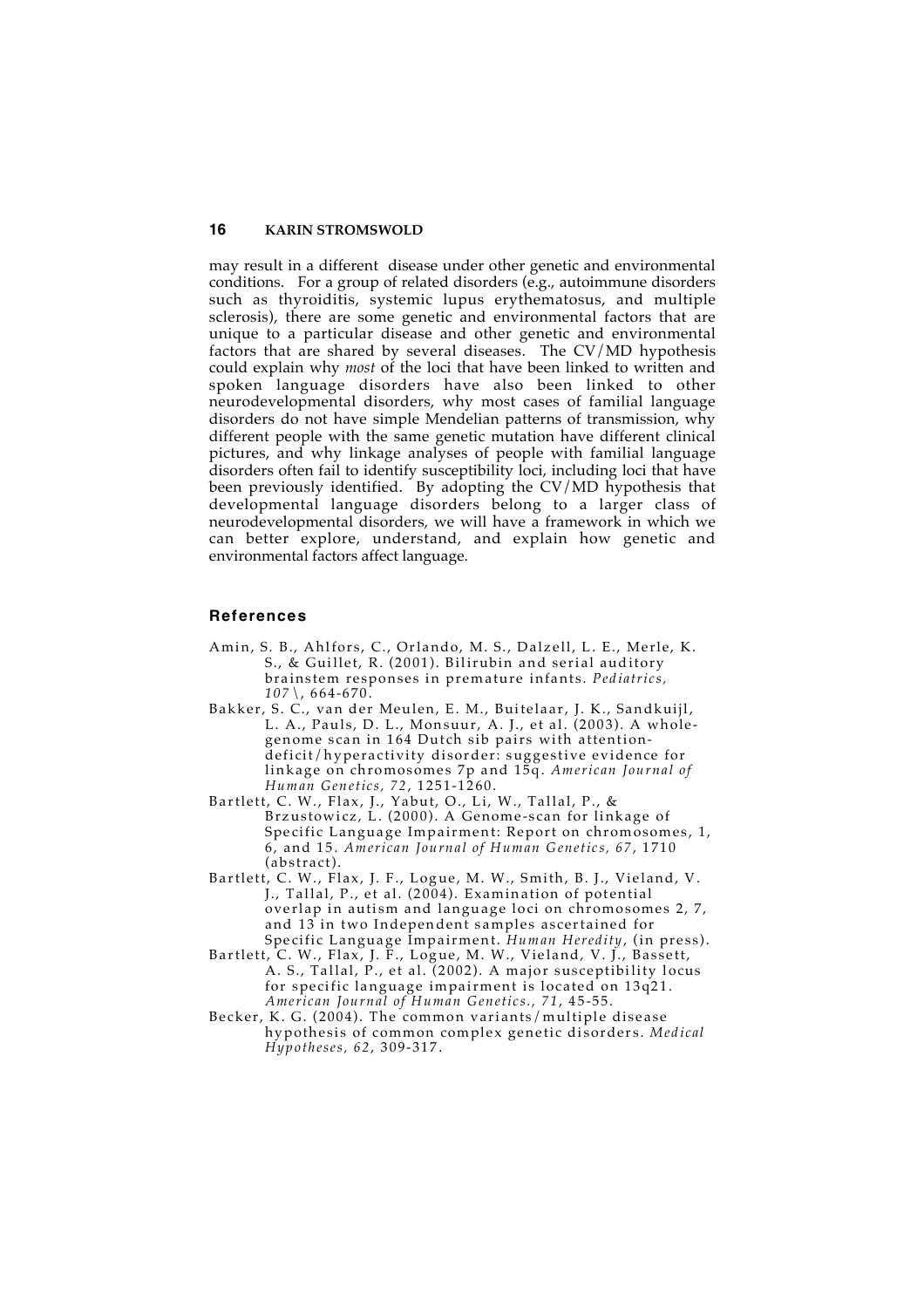may result in a different disease under other genetic and environmental conditions. For a group of related disorders (e.g., autoimmune disorders such as thyroiditis, systemic lupus erythematosus, and multiple sclerosis), there are some genetic and environmental factors that are unique to a particular disease and other genetic and environmental factors that are shared by several diseases. The CV/MD hypothesis could explain why *most* of the loci that have been linked to written and spoken language disorders have also been linked to other neurodevelopmental disorders, why most cases of familial language disorders do not have simple Mendelian patterns of transmission, why different people with the same genetic mutation have different clinical pictures, and why linkage analyses of people with familial language disorders often fail to identify susceptibility loci, including loci that have been previously identified. By adopting the CV/MD hypothesis that developmental language disorders belong to a larger class of neurodevelopmental disorders, we will have a framework in which we can better explore, understand, and explain how genetic and environmental factors affect language.

## References

Amin, S. B., Ahlfors, C., Orlando, M. S., Dalzell, L. E., Merle, K. S., & Guillet, R. (2001). Bilirubin and serial auditory brainstem responses in premature infants. *Pediatrics, 107\*, 664-670.

Bakker, S. C., van der Meulen, E. M., Buitelaar, J. K., Sandkuijl, L. A., Pauls, D. L., Monsuur, A. J., et al. (2003). A whole-genome scan in 164 Dutch sib pairs with attention-deficit/hyperactivity disorder: suggestive evidence for linkage on chromosomes 7p and 15q. *American Journal of Human Genetics, 72*, 1251-1260.

Bartlett, C. W., Flax, J., Yabut, O., Li, W., Tallal, P., & Brzustowicz, L. (2000). A Genome-scan for linkage of Specific Language Impairment: Report on chromosomes, 1, 6, and 15. *American Journal of Human Genetics, 67*, 1710 (abstract).

Bartlett, C. W., Flax, J. F., Logue, M. W., Smith, B. J., Vieland, V. J., Tallal, P., et al. (2004). Examination of potential overlap in autism and language loci on chromosomes 2, 7, and 13 in two Independent samples ascertained for Specific Language Impairment. *Human Heredity*, (in press).

Bartlett, C. W., Flax, J. F., Logue, M. W., Vieland, V. J., Bassett, A. S., Tallal, P., et al. (2002). A major susceptibility locus for specific language impairment is located on 13q21. *American Journal of Human Genetics., 71*, 45-55.

Becker, K. G. (2004). The common variants/multiple disease hypothesis of common complex genetic disorders. *Medical Hypotheses, 62*, 309-317.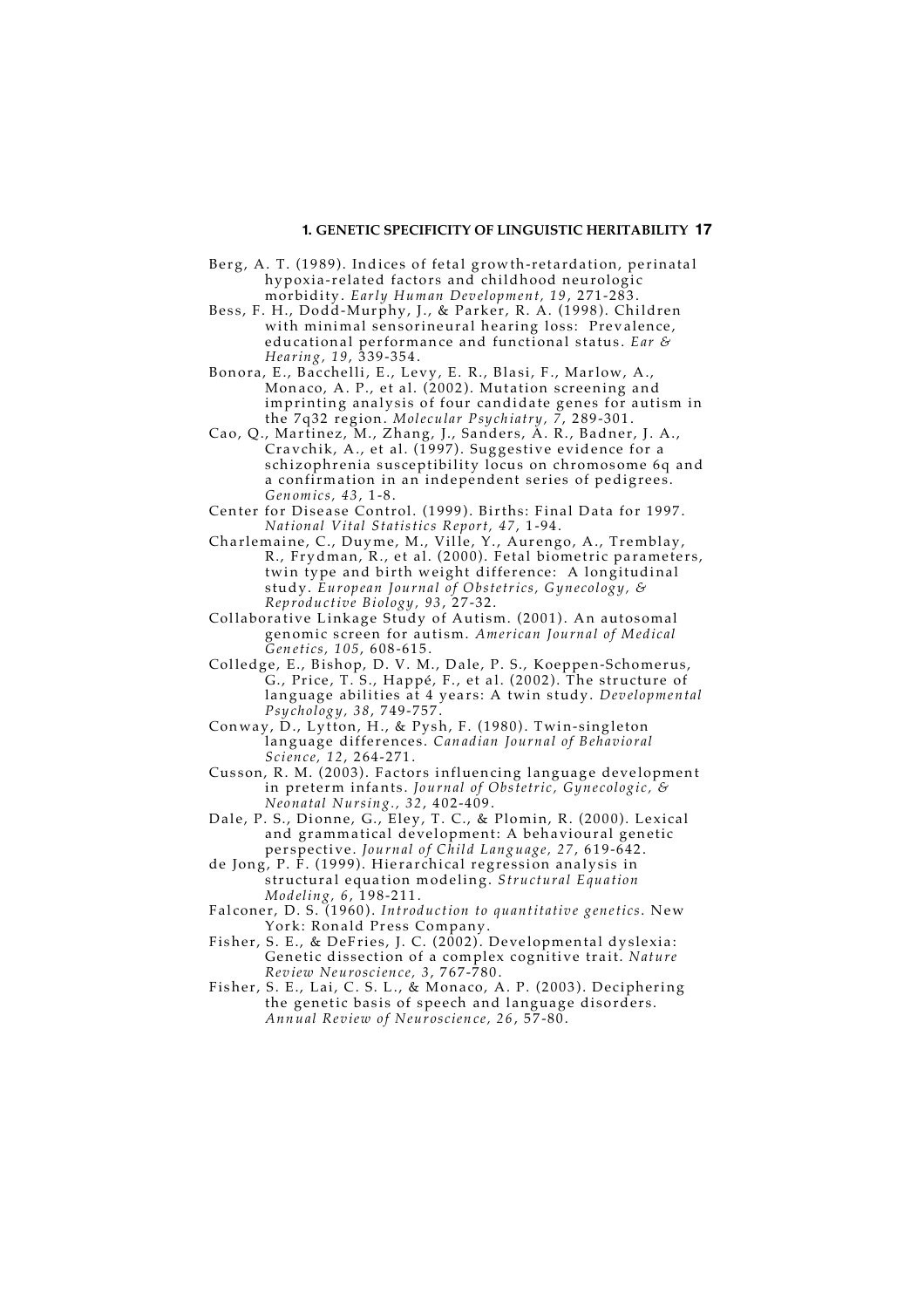Berg, A. T. (1989). Indices of fetal growth-retardation, perinatal hypoxia-related factors and childhood neurologic morbidity. *Early Human Development, 19*, 271-283.

Bess, F. H., Dodd-Murphy, J., & Parker, R. A. (1998). Children with minimal sensorineural hearing loss: Prevalence, educational performance and functional status. *Ear & Hearing, 19*, 339-354.

Bonora, E., Bacchelli, E., Levy, E. R., Blasi, F., Marlow, A., Monaco, A. P., et al. (2002). Mutation screening and imprinting analysis of four candidate genes for autism in the 7q32 region. *Molecular Psychiatry, 7*, 289-301.

Cao, Q., Martinez, M., Zhang, J., Sanders, A. R., Badner, J. A., Cravchik, A., et al. (1997). Suggestive evidence for a schizophrenia susceptibility locus on chromosome 6q and a confirmation in an independent series of pedigrees. *Genomics, 43*, 1-8.

Center for Disease Control. (1999). Births: Final Data for 1997. *National Vital Statistics Report, 47*, 1-94.

Charlemaine, C., Duyme, M., Ville, Y., Aurengo, A., Tremblay, R., Frydman, R., et al. (2000). Fetal biometric parameters, twin type and birth weight difference: A longitudinal study. *European Journal of Obstetrics, Gynecology, & Reproductive Biology, 93*, 27-32.

Collaborative Linkage Study of Autism. (2001). An autosomal genomic screen for autism. *American Journal of Medical Genetics, 105*, 608-615.

Colledge, E., Bishop, D. V. M., Dale, P. S., Koeppen-Schomerus, G., Price, T. S., Happé, F., et al. (2002). The structure of language abilities at 4 years: A twin study. *Developmental Psychology, 38*, 749-757.

Conway, D., Lytton, H., & Pysh, F. (1980). Twin-singleton language differences. *Canadian Journal of Behavioral Science, 12*, 264-271.

Cusson, R. M. (2003). Factors influencing language development in preterm infants. *Journal of Obstetric, Gynecologic, & Neonatal Nursing., 32*, 402-409.

Dale, P. S., Dionne, G., Eley, T. C., & Plomin, R. (2000). Lexical and grammatical development: A behavioural genetic perspective. *Journal of Child Language, 27*, 619-642.

de Jong, P. F. (1999). Hierarchical regression analysis in structural equation modeling. *Structural Equation Modeling, 6*, 198-211.

Falconer, D. S. (1960). *Introduction to quantitative genetics*. New York: Ronald Press Company.

Fisher, S. E., & DeFries, J. C. (2002). Developmental dyslexia: Genetic dissection of a complex cognitive trait. *Nature Review Neuroscience, 3*, 767-780.

Fisher, S. E., Lai, C. S. L., & Monaco, A. P. (2003). Deciphering the genetic basis of speech and language disorders. *Annual Review of Neuroscience, 26*, 57-80.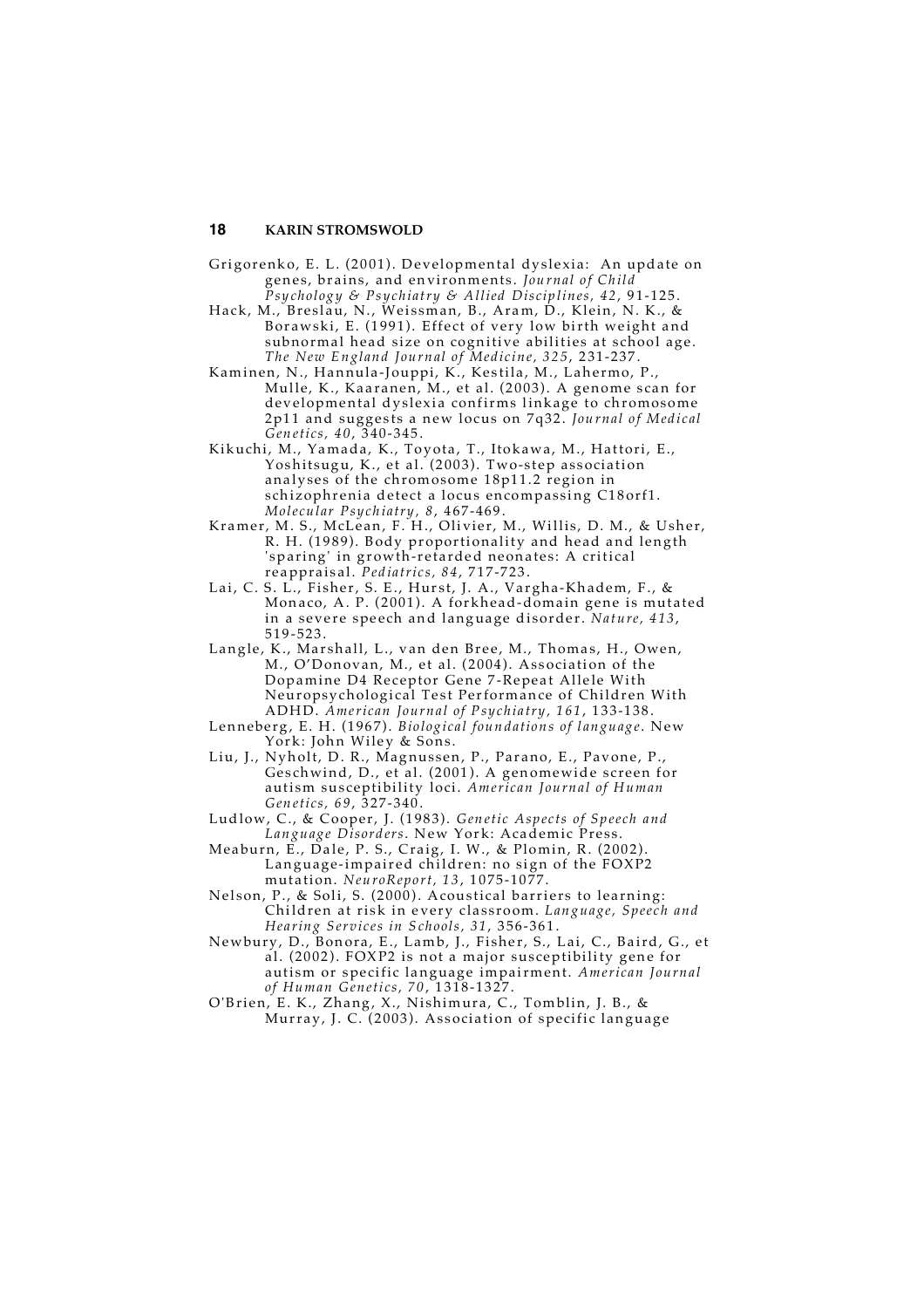Grigorenko, E. L. (2001). Developmental dyslexia: An update on genes, brains, and environments. *Journal of Child Psychology & Psychiatry & Allied Disciplines, 42*, 91-125.

Hack, M., Breslau, N., Weissman, B., Aram, D., Klein, N. K., & Borawski, E. (1991). Effect of very low birth weight and subnormal head size on cognitive abilities at school age. *The New England Journal of Medicine, 325*, 231-237.

Kaminen, N., Hannula-Jouppi, K., Kestila, M., Lahermo, P., Mulle, K., Kaaranen, M., et al. (2003). A genome scan for developmental dyslexia confirms linkage to chromosome 2p11 and suggests a new locus on 7q32. *Journal of Medical Genetics, 40*, 340-345.

Kikuchi, M., Yamada, K., Toyota, T., Itokawa, M., Hattori, E., Yoshitsugu, K., et al. (2003). Two-step association analyses of the chromosome 18p11.2 region in schizophrenia detect a locus encompassing C18orf1. *Molecular Psychiatry, 8*, 467-469.

Kramer, M. S., McLean, F. H., Olivier, M., Willis, D. M., & Usher, R. H. (1989). Body proportionality and head and length 'sparing' in growth-retarded neonates: A critical reappraisal. *Pediatrics, 84*, 717-723.

Lai, C. S. L., Fisher, S. E., Hurst, J. A., Vargha-Khadem, F., & Monaco, A. P. (2001). A forkhead-domain gene is mutated in a severe speech and language disorder. *Nature, 413*, 519-523.

Langle, K., Marshall, L., van den Bree, M., Thomas, H., Owen, M., O'Donovan, M., et al. (2004). Association of the Dopamine D4 Receptor Gene 7-Repeat Allele With Neuropsychological Test Performance of Children With ADHD. *American Journal of Psychiatry, 161*, 133-138.

Lenneberg, E. H. (1967). *Biological foundations of language*. New York: John Wiley & Sons.

Liu, J., Nyholt, D. R., Magnussen, P., Parano, E., Pavone, P., Geschwind, D., et al. (2001). A genomewide screen for autism susceptibility loci. *American Journal of Human Genetics, 69*, 327-340.

Ludlow, C., & Cooper, J. (1983). *Genetic Aspects of Speech and Language Disorders*. New York: Academic Press.

Meaburn, E., Dale, P. S., Craig, I. W., & Plomin, R. (2002). Language-impaired children: no sign of the FOXP2 mutation. *NeuroReport, 13*, 1075-1077.

Nelson, P., & Soli, S. (2000). Acoustical barriers to learning: Children at risk in every classroom. *Language, Speech and Hearing Services in Schools, 31*, 356-361.

Newbury, D., Bonora, E., Lamb, J., Fisher, S., Lai, C., Baird, G., et al. (2002). FOXP2 is not a major susceptibility gene for autism or specific language impairment. *American Journal of Human Genetics, 70*, 1318-1327.

O'Brien, E. K., Zhang, X., Nishimura, C., Tomblin, J. B., & Murray, J. C. (2003). Association of specific language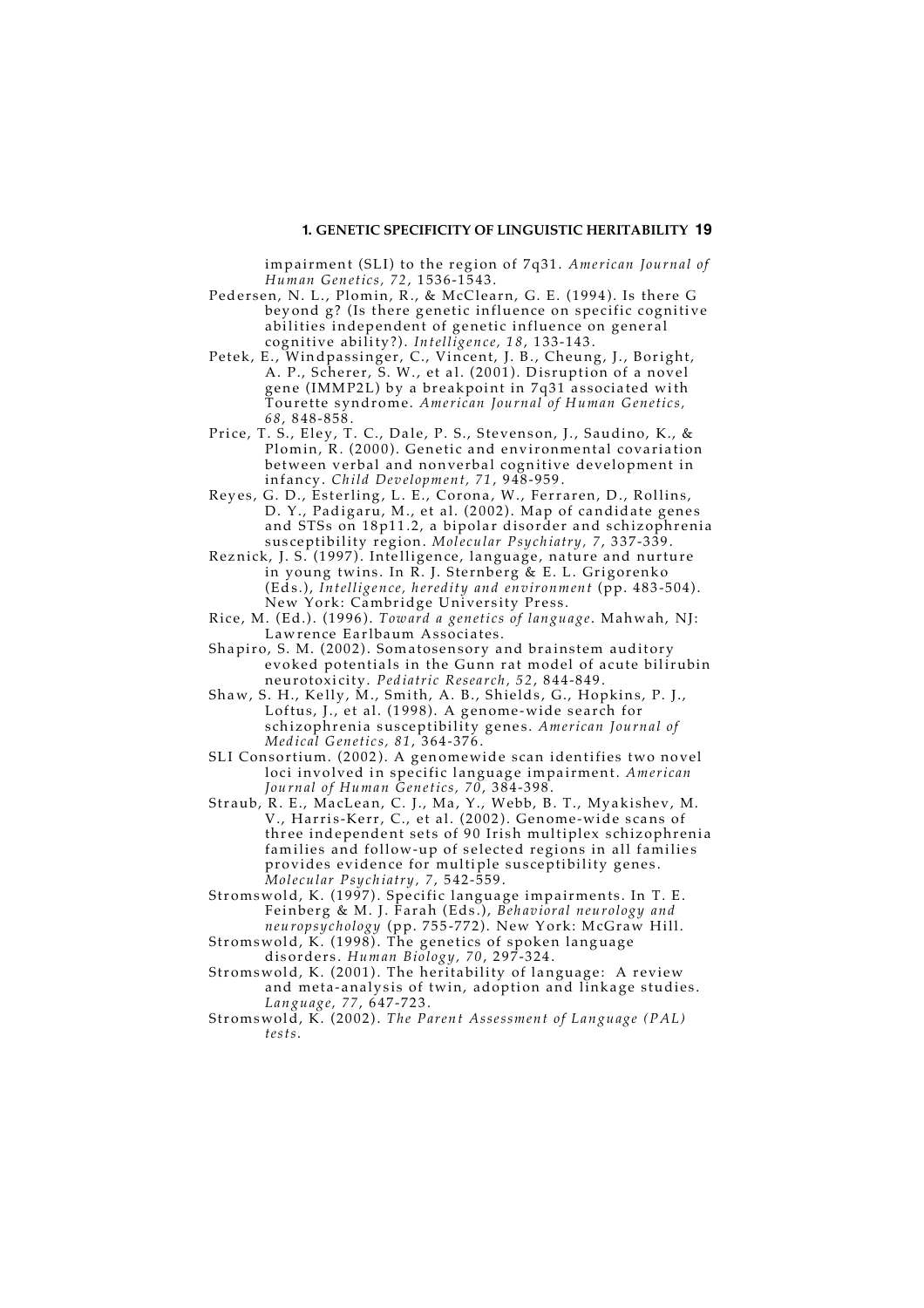impairment (SLI) to the region of 7q31. *American Journal of Human Genetics, 72*, 1536-1543.

Pedersen, N. L., Plomin, R., & McClearn, G. E. (1994). Is there G beyond g? (Is there genetic influence on specific cognitive abilities independent of genetic influence on general cognitive ability?). *Intelligence, 18*, 133-143.

Petek, E., Windpassinger, C., Vincent, J. B., Cheung, J., Boright, A. P., Scherer, S. W., et al. (2001). Disruption of a novel gene (IMMP2L) by a breakpoint in 7q31 associated with Tourette syndrome. *American Journal of Human Genetics, 68*, 848-858.

Price, T. S., Eley, T. C., Dale, P. S., Stevenson, J., Saudino, K., & Plomin, R. (2000). Genetic and environmental covariation between verbal and nonverbal cognitive development in infancy. *Child Development, 71*, 948-959.

Reyes, G. D., Esterling, L. E., Corona, W., Ferraren, D., Rollins, D. Y., Padigaru, M., et al. (2002). Map of candidate genes and STSs on 18p11.2, a bipolar disorder and schizophrenia susceptibility region. *Molecular Psychiatry, 7*, 337-339.

Reznick, J. S. (1997). Intelligence, language, nature and nurture in young twins. In R. J. Sternberg & E. L. Grigorenko (Eds.), *Intelligence, heredity and environment* (pp. 483-504). New York: Cambridge University Press.

Rice, M. (Ed.). (1996). *Toward a genetics of language*. Mahwah, NJ: Lawrence Earlbaum Associates.

Shapiro, S. M. (2002). Somatosensory and brainstem auditory evoked potentials in the Gunn rat model of acute bilirubin neurotoxicity. *Pediatric Research, 52*, 844-849.

Shaw, S. H., Kelly, M., Smith, A. B., Shields, G., Hopkins, P. J., Loftus, J., et al. (1998). A genome-wide search for schizophrenia susceptibility genes. *American Journal of Medical Genetics, 81*, 364-376.

SLI Consortium. (2002). A genomewide scan identifies two novel loci involved in specific language impairment. *American Journal of Human Genetics, 70*, 384-398.

Straub, R. E., MacLean, C. J., Ma, Y., Webb, B. T., Myakishev, M. V., Harris-Kerr, C., et al. (2002). Genome-wide scans of three independent sets of 90 Irish multiplex schizophrenia families and follow-up of selected regions in all families provides evidence for multiple susceptibility genes. *Molecular Psychiatry, 7*, 542-559.

Stromswold, K. (1997). Specific language impairments. In T. E. Feinberg & M. J. Farah (Eds.), *Behavioral neurology and neuropsychology* (pp. 755-772). New York: McGraw Hill.

Stromswold, K. (1998). The genetics of spoken language disorders. *Human Biology, 70*, 297-324.

Stromswold, K. (2001). The heritability of language: A review and meta-analysis of twin, adoption and linkage studies. *Language, 77*, 647-723.

Stromswold, K. (2002). *The Parent Assessment of Language (PAL) tests*.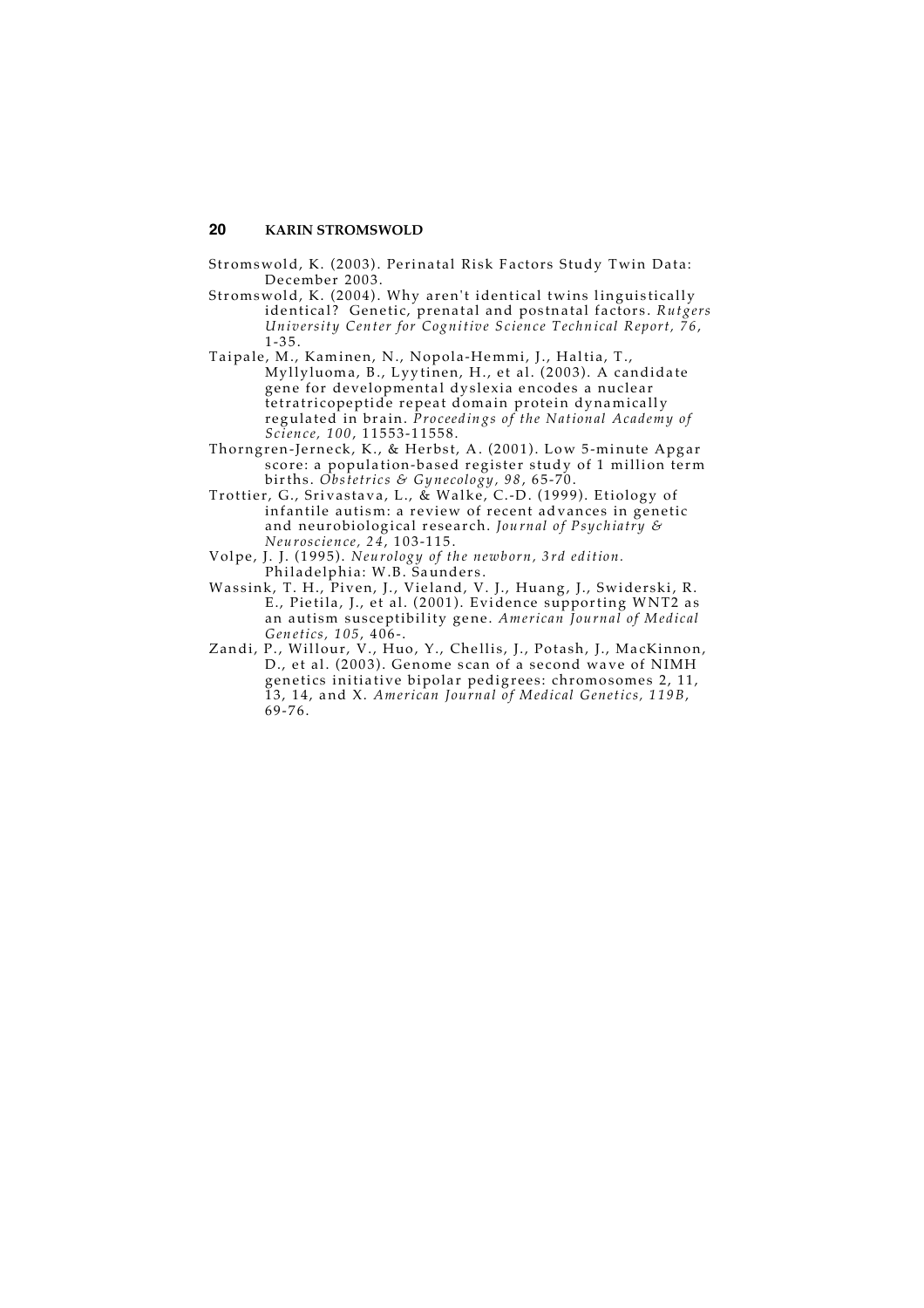Stromswold, K. (2003). Perinatal Risk Factors Study Twin Data: December 2003.

Stromswold, K. (2004). Why aren't identical twins linguistically identical? Genetic, prenatal and postnatal factors. *Rutgers University Center for Cognitive Science Technical Report, 76*, 1-35.

Taipale, M., Kaminen, N., Nopola-Hemmi, J., Haltia, T., Myllyluoma, B., Lyytinen, H., et al. (2003). A candidate gene for developmental dyslexia encodes a nuclear tetratricopeptide repeat domain protein dynamically regulated in brain. *Proceedings of the National Academy of Science, 100*, 11553-11558.

Thorngren-Jerneck, K., & Herbst, A. (2001). Low 5-minute Apgar score: a population-based register study of 1 million term births. *Obstetrics & Gynecology, 98*, 65-70.

Trottier, G., Srivastava, L., & Walke, C.-D. (1999). Etiology of infantile autism: a review of recent advances in genetic and neurobiological research. *Journal of Psychiatry & Neuroscience, 24*, 103-115.

Volpe, J. J. (1995). *Neurology of the newborn, 3rd edition.* Philadelphia: W.B. Saunders.

Wassink, T. H., Piven, J., Vieland, V. J., Huang, J., Swiderski, R. E., Pietila, J., et al. (2001). Evidence supporting WNT2 as an autism susceptibility gene. *American Journal of Medical Genetics, 105*, 406-.

Zandi, P., Willour, V., Huo, Y., Chellis, J., Potash, J., MacKinnon, D., et al. (2003). Genome scan of a second wave of NIMH genetics initiative bipolar pedigrees: chromosomes 2, 11, 13, 14, and X. *American Journal of Medical Genetics, 119B*, 69-76.